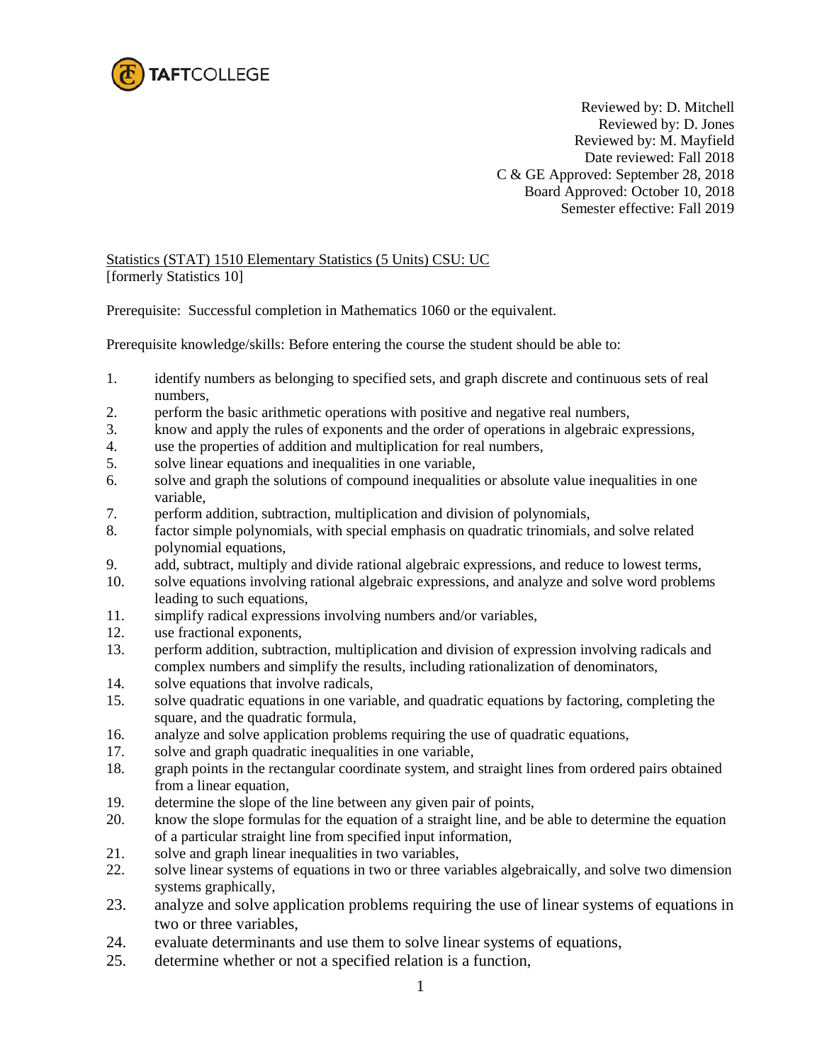TAFTCOLLEGE

Reviewed by: D. Mitchell
Reviewed by: D. Jones
Reviewed by: M. Mayfield
Date reviewed: Fall 2018
C & GE Approved: September 28, 2018
Board Approved: October 10, 2018
Semester effective: Fall 2019

Statistics (STAT) 1510 Elementary Statistics (5 Units) CSU: UC
[formerly Statistics 10]

Prerequisite: Successful completion in Mathematics 1060 or the equivalent.

Prerequisite knowledge/skills: Before entering the course the student should be able to:

1. identify numbers as belonging to specified sets, and graph discrete and continuous sets of real numbers,
2. perform the basic arithmetic operations with positive and negative real numbers,
3. know and apply the rules of exponents and the order of operations in algebraic expressions,
4. use the properties of addition and multiplication for real numbers,
5. solve linear equations and inequalities in one variable,
6. solve and graph the solutions of compound inequalities or absolute value inequalities in one variable,
7. perform addition, subtraction, multiplication and division of polynomials,
8. factor simple polynomials, with special emphasis on quadratic trinomials, and solve related polynomial equations,
9. add, subtract, multiply and divide rational algebraic expressions, and reduce to lowest terms,
10. solve equations involving rational algebraic expressions, and analyze and solve word problems leading to such equations,
11. simplify radical expressions involving numbers and/or variables,
12. use fractional exponents,
13. perform addition, subtraction, multiplication and division of expression involving radicals and complex numbers and simplify the results, including rationalization of denominators,
14. solve equations that involve radicals,
15. solve quadratic equations in one variable, and quadratic equations by factoring, completing the square, and the quadratic formula,
16. analyze and solve application problems requiring the use of quadratic equations,
17. solve and graph quadratic inequalities in one variable,
18. graph points in the rectangular coordinate system, and straight lines from ordered pairs obtained from a linear equation,
19. determine the slope of the line between any given pair of points,
20. know the slope formulas for the equation of a straight line, and be able to determine the equation of a particular straight line from specified input information,
21. solve and graph linear inequalities in two variables,
22. solve linear systems of equations in two or three variables algebraically, and solve two dimension systems graphically,
23. analyze and solve application problems requiring the use of linear systems of equations in two or three variables,
24. evaluate determinants and use them to solve linear systems of equations,
25. determine whether or not a specified relation is a function,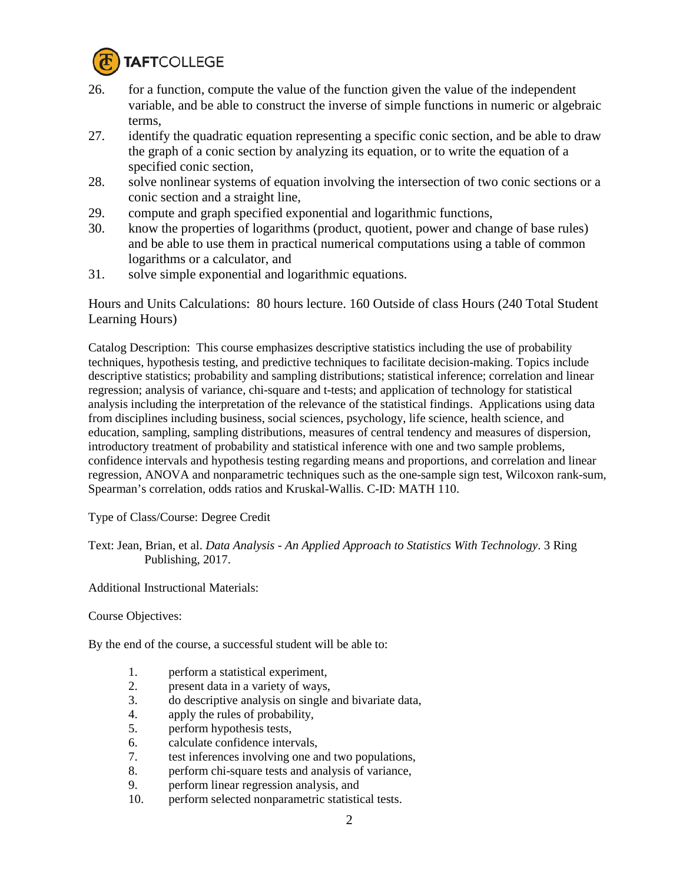26. for a function, compute the value of the function given the value of the independent variable, and be able to construct the inverse of simple functions in numeric or algebraic terms,
27. identify the quadratic equation representing a specific conic section, and be able to draw the graph of a conic section by analyzing its equation, or to write the equation of a specified conic section,
28. solve nonlinear systems of equation involving the intersection of two conic sections or a conic section and a straight line,
29. compute and graph specified exponential and logarithmic functions,
30. know the properties of logarithms (product, quotient, power and change of base rules) and be able to use them in practical numerical computations using a table of common logarithms or a calculator, and
31. solve simple exponential and logarithmic equations.

Hours and Units Calculations: 80 hours lecture. 160 Outside of class Hours (240 Total Student Learning Hours)

Catalog Description: This course emphasizes descriptive statistics including the use of probability techniques, hypothesis testing, and predictive techniques to facilitate decision-making. Topics include descriptive statistics; probability and sampling distributions; statistical inference; correlation and linear regression; analysis of variance, chi-square and t-tests; and application of technology for statistical analysis including the interpretation of the relevance of the statistical findings. Applications using data from disciplines including business, social sciences, psychology, life science, health science, and education, sampling, sampling distributions, measures of central tendency and measures of dispersion, introductory treatment of probability and statistical inference with one and two sample problems, confidence intervals and hypothesis testing regarding means and proportions, and correlation and linear regression, ANOVA and nonparametric techniques such as the one-sample sign test, Wilcoxon rank-sum, Spearman's correlation, odds ratios and Kruskal-Wallis. C-ID: MATH 110.

Type of Class/Course: Degree Credit

Text: Jean, Brian, et al. *Data Analysis - An Applied Approach to Statistics With Technology*. 3 Ring Publishing, 2017.

Additional Instructional Materials:

Course Objectives:

By the end of the course, a successful student will be able to:

1. perform a statistical experiment,
2. present data in a variety of ways,
3. do descriptive analysis on single and bivariate data,
4. apply the rules of probability,
5. perform hypothesis tests,
6. calculate confidence intervals,
7. test inferences involving one and two populations,
8. perform chi-square tests and analysis of variance,
9. perform linear regression analysis, and
10. perform selected nonparametric statistical tests.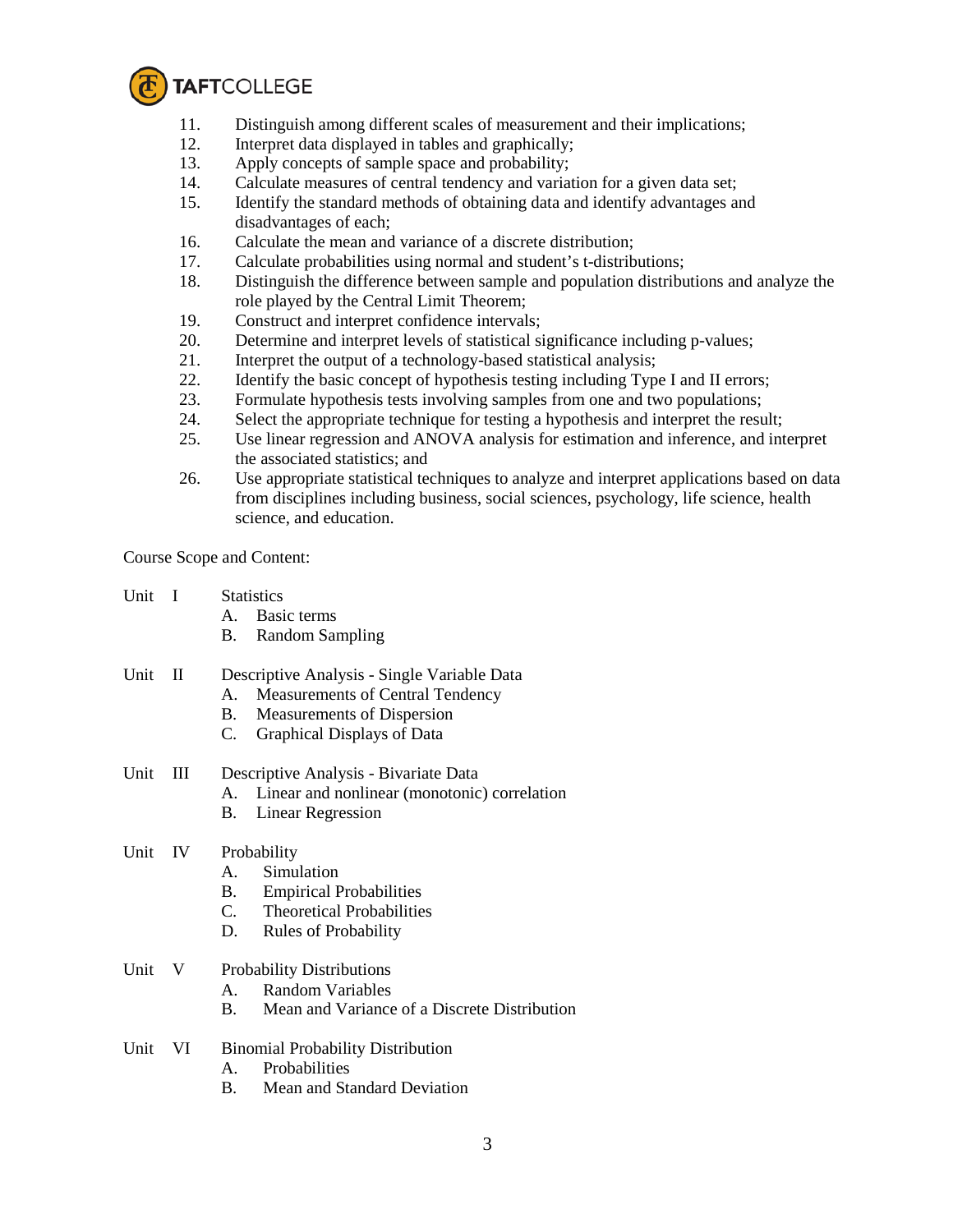11. Distinguish among different scales of measurement and their implications;
12. Interpret data displayed in tables and graphically;
13. Apply concepts of sample space and probability;
14. Calculate measures of central tendency and variation for a given data set;
15. Identify the standard methods of obtaining data and identify advantages and disadvantages of each;
16. Calculate the mean and variance of a discrete distribution;
17. Calculate probabilities using normal and student's t-distributions;
18. Distinguish the difference between sample and population distributions and analyze the role played by the Central Limit Theorem;
19. Construct and interpret confidence intervals;
20. Determine and interpret levels of statistical significance including p-values;
21. Interpret the output of a technology-based statistical analysis;
22. Identify the basic concept of hypothesis testing including Type I and II errors;
23. Formulate hypothesis tests involving samples from one and two populations;
24. Select the appropriate technique for testing a hypothesis and interpret the result;
25. Use linear regression and ANOVA analysis for estimation and inference, and interpret the associated statistics; and
26. Use appropriate statistical techniques to analyze and interpret applications based on data from disciplines including business, social sciences, psychology, life science, health science, and education.

Course Scope and Content:

Unit I Statistics
- A. Basic terms
- B. Random Sampling

Unit II Descriptive Analysis - Single Variable Data
- A. Measurements of Central Tendency
- B. Measurements of Dispersion
- C. Graphical Displays of Data

Unit III Descriptive Analysis - Bivariate Data
- A. Linear and nonlinear (monotonic) correlation
- B. Linear Regression

Unit IV Probability
- A. Simulation
- B. Empirical Probabilities
- C. Theoretical Probabilities
- D. Rules of Probability

Unit V Probability Distributions
- A. Random Variables
- B. Mean and Variance of a Discrete Distribution

Unit VI Binomial Probability Distribution
- A. Probabilities
- B. Mean and Standard Deviation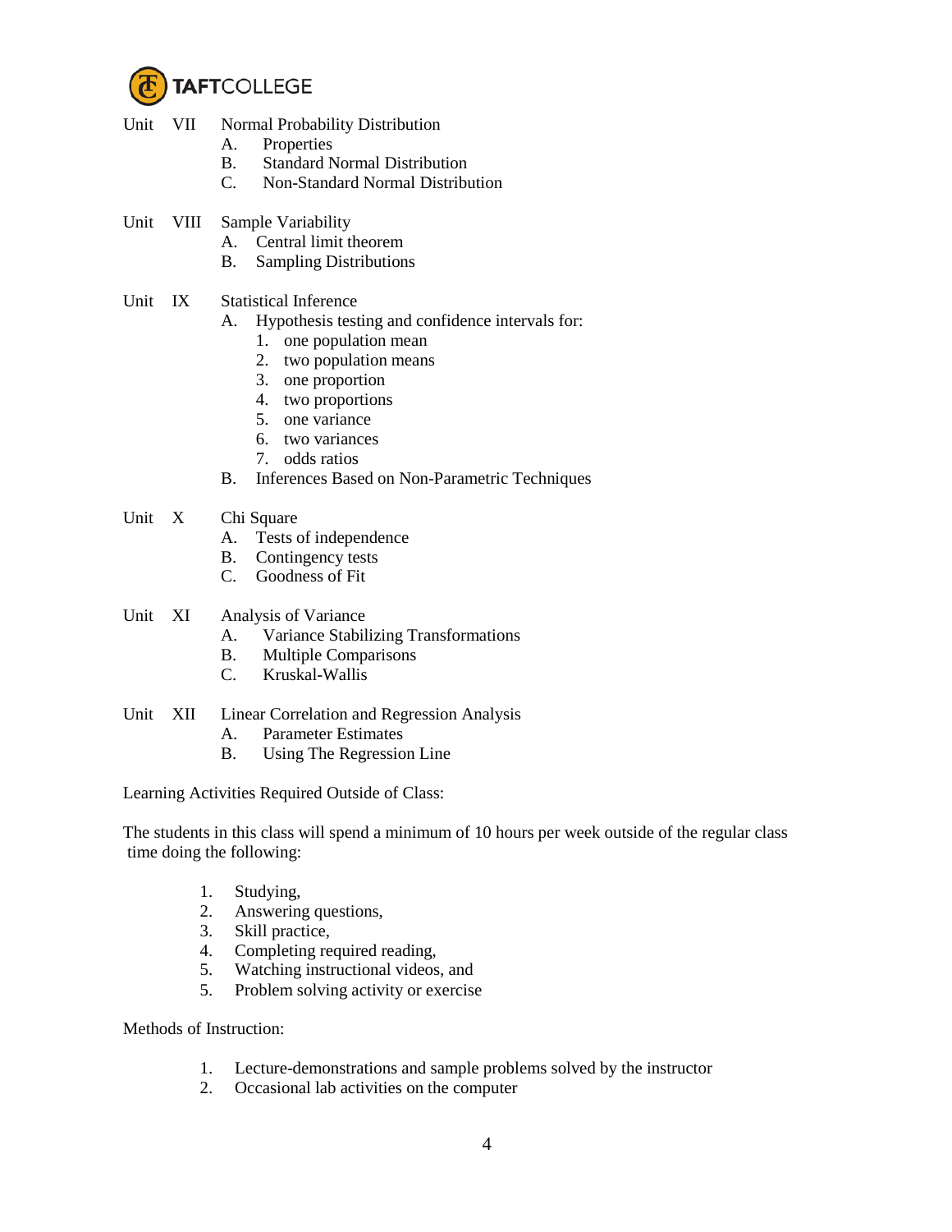Unit VII Normal Probability Distribution

A. Properties
B. Standard Normal Distribution
C. Non-Standard Normal Distribution

Unit VIII Sample Variability

A. Central limit theorem
B. Sampling Distributions

Unit IX Statistical Inference

A. Hypothesis testing and confidence intervals for:
    1. one population mean
    2. two population means
    3. one proportion
    4. two proportions
    5. one variance
    6. two variances
    7. odds ratios
B. Inferences Based on Non-Parametric Techniques

Unit X Chi Square

A. Tests of independence
B. Contingency tests
C. Goodness of Fit

Unit XI Analysis of Variance

A. Variance Stabilizing Transformations
B. Multiple Comparisons
C. Kruskal-Wallis

Unit XII Linear Correlation and Regression Analysis

A. Parameter Estimates
B. Using The Regression Line

Learning Activities Required Outside of Class:

The students in this class will spend a minimum of 10 hours per week outside of the regular class time doing the following:

1. Studying,
2. Answering questions,
3. Skill practice,
4. Completing required reading,
5. Watching instructional videos, and
5. Problem solving activity or exercise

Methods of Instruction:

1. Lecture-demonstrations and sample problems solved by the instructor
2. Occasional lab activities on the computer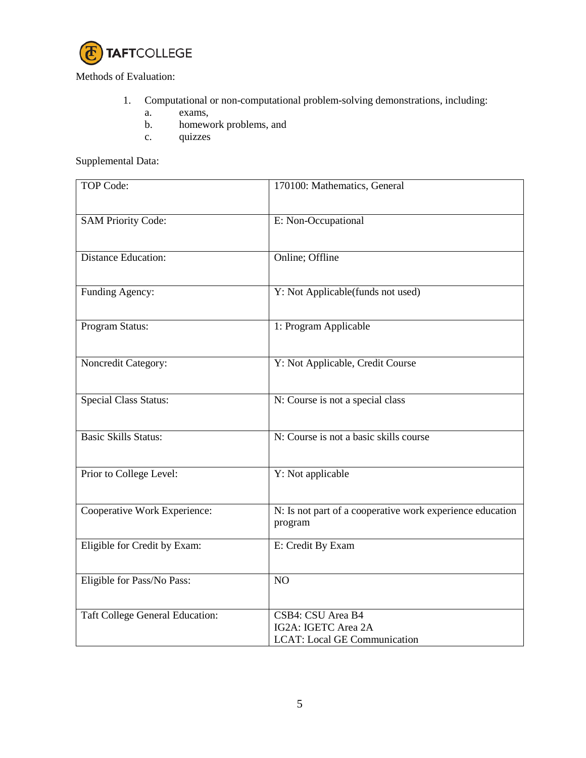Methods of Evaluation:

1. Computational or non-computational problem-solving demonstrations, including:
   a. exams,
   b. homework problems, and
   c. quizzes

Supplemental Data:

| | |
|---|---|
| TOP Code: | 170100: Mathematics, General |
| SAM Priority Code: | E: Non-Occupational |
| Distance Education: | Online; Offline |
| Funding Agency: | Y: Not Applicable(funds not used) |
| Program Status: | 1: Program Applicable |
| Noncredit Category: | Y: Not Applicable, Credit Course |
| Special Class Status: | N: Course is not a special class |
| Basic Skills Status: | N: Course is not a basic skills course |
| Prior to College Level: | Y: Not applicable |
| Cooperative Work Experience: | N: Is not part of a cooperative work experience education program |
| Eligible for Credit by Exam: | E: Credit By Exam |
| Eligible for Pass/No Pass: | NO |
| Taft College General Education: | CSB4: CSU Area B4<br>IG2A: IGETC Area 2A<br>LCAT: Local GE Communication |